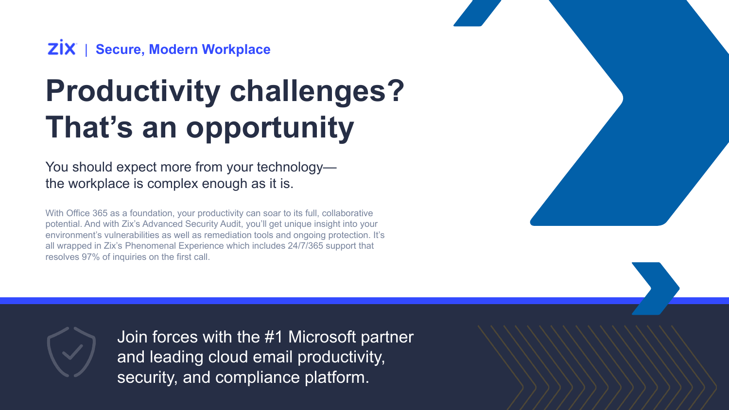zix | **Secure, Modern Workplace**

# Productivity challenges? That's an opportunity

You should expect more from your technology—the workplace is complex enough as it is.

With Office 365 as a foundation, your productivity can soar to its full, collaborative potential. And with Zix's Advanced Security Audit, you'll get unique insight into your environment's vulnerabilities as well as remediation tools and ongoing protection. It's all wrapped in Zix's Phenomenal Experience which includes 24/7/365 support that resolves 97% of inquiries on the first call.

Join forces with the #1 Microsoft partner and leading cloud email productivity, security, and compliance platform.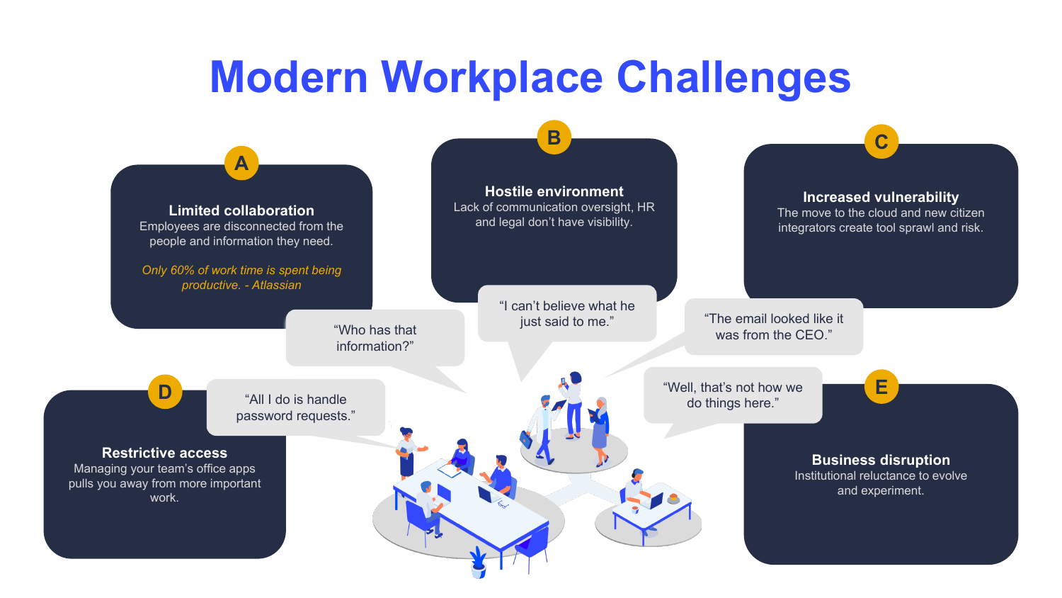# Modern Workplace Challenges

**A**

**Limited collaboration**
Employees are disconnected from the people and information they need.

*Only 60% of work time is spent being productive. - Atlassian*

**B**

**Hostile environment**
Lack of communication oversight, HR and legal don't have visibility.

**C**

**Increased vulnerability**
The move to the cloud and new citizen integrators create tool sprawl and risk.

**D**

**Restrictive access**
Managing your team's office apps pulls you away from more important work.

**E**

**Business disruption**
Institutional reluctance to evolve and experiment.

"Who has that information?"

"I can't believe what he just said to me."

"The email looked like it was from the CEO."

"All I do is handle password requests."

"Well, that's not how we do things here."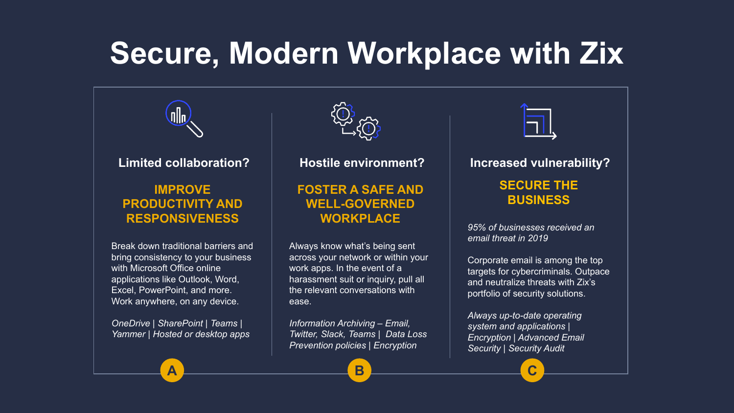# Secure, Modern Workplace with Zix

### Limited collaboration?

**IMPROVE PRODUCTIVITY AND RESPONSIVENESS**

Break down traditional barriers and bring consistency to your business with Microsoft Office online applications like Outlook, Word, Excel, PowerPoint, and more. Work anywhere, on any device.

*OneDrive | SharePoint | Teams | Yammer | Hosted or desktop apps*

A

### Hostile environment?

**FOSTER A SAFE AND WELL-GOVERNED WORKPLACE**

Always know what's being sent across your network or within your work apps. In the event of a harassment suit or inquiry, pull all the relevant conversations with ease.

*Information Archiving – Email, Twitter, Slack, Teams | Data Loss Prevention policies | Encryption*

B

### Increased vulnerability?

**SECURE THE BUSINESS**

*95% of businesses received an email threat in 2019*

Corporate email is among the top targets for cybercriminals. Outpace and neutralize threats with Zix's portfolio of security solutions.

*Always up-to-date operating system and applications | Encryption | Advanced Email Security | Security Audit*

C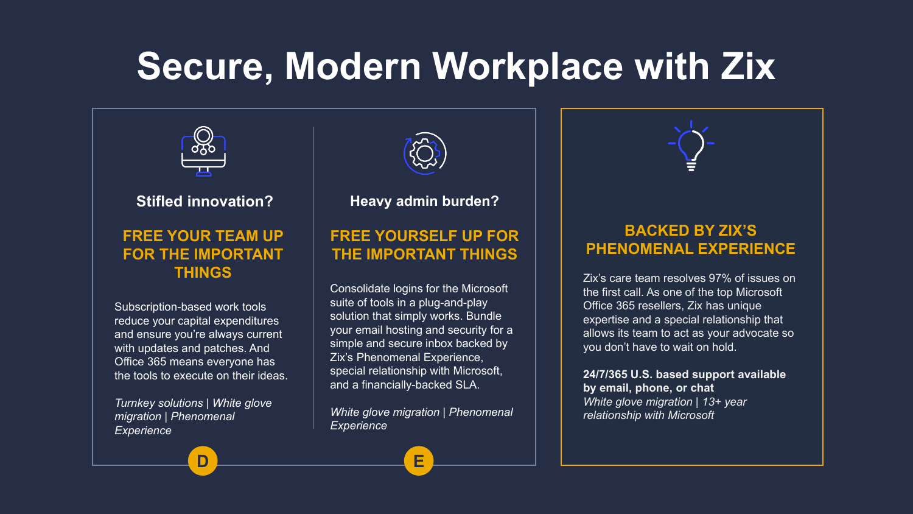# Secure, Modern Workplace with Zix

### Stifled innovation?

## FREE YOUR TEAM UP FOR THE IMPORTANT THINGS

Subscription-based work tools reduce your capital expenditures and ensure you're always current with updates and patches. And Office 365 means everyone has the tools to execute on their ideas.

*Turnkey solutions | White glove migration | Phenomenal Experience*

D

### Heavy admin burden?

## FREE YOURSELF UP FOR THE IMPORTANT THINGS

Consolidate logins for the Microsoft suite of tools in a plug-and-play solution that simply works. Bundle your email hosting and security for a simple and secure inbox backed by Zix's Phenomenal Experience, special relationship with Microsoft, and a financially-backed SLA.

*White glove migration | Phenomenal Experience*

E

## BACKED BY ZIX'S PHENOMENAL EXPERIENCE

Zix's care team resolves 97% of issues on the first call. As one of the top Microsoft Office 365 resellers, Zix has unique expertise and a special relationship that allows its team to act as your advocate so you don't have to wait on hold.

**24/7/365 U.S. based support available by email, phone, or chat**
*White glove migration | 13+ year relationship with Microsoft*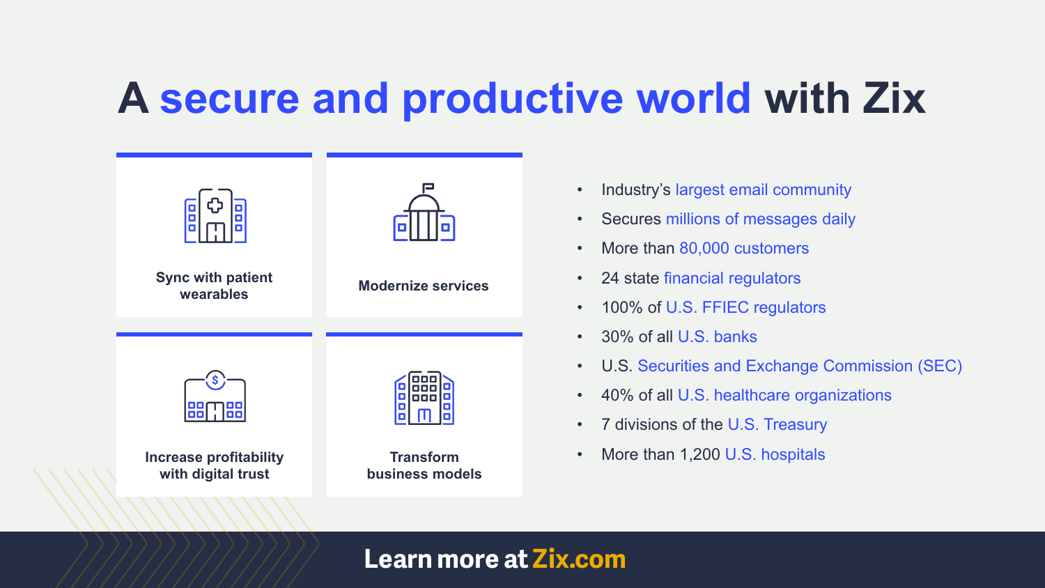# A secure and productive world with Zix

**Sync with patient wearables**

**Modernize services**

**Increase profitability with digital trust**

**Transform business models**

- Industry's largest email community
- Secures millions of messages daily
- More than 80,000 customers
- 24 state financial regulators
- 100% of U.S. FFIEC regulators
- 30% of all U.S. banks
- U.S. Securities and Exchange Commission (SEC)
- 40% of all U.S. healthcare organizations
- 7 divisions of the U.S. Treasury
- More than 1,200 U.S. hospitals

**Learn more at Zix.com**